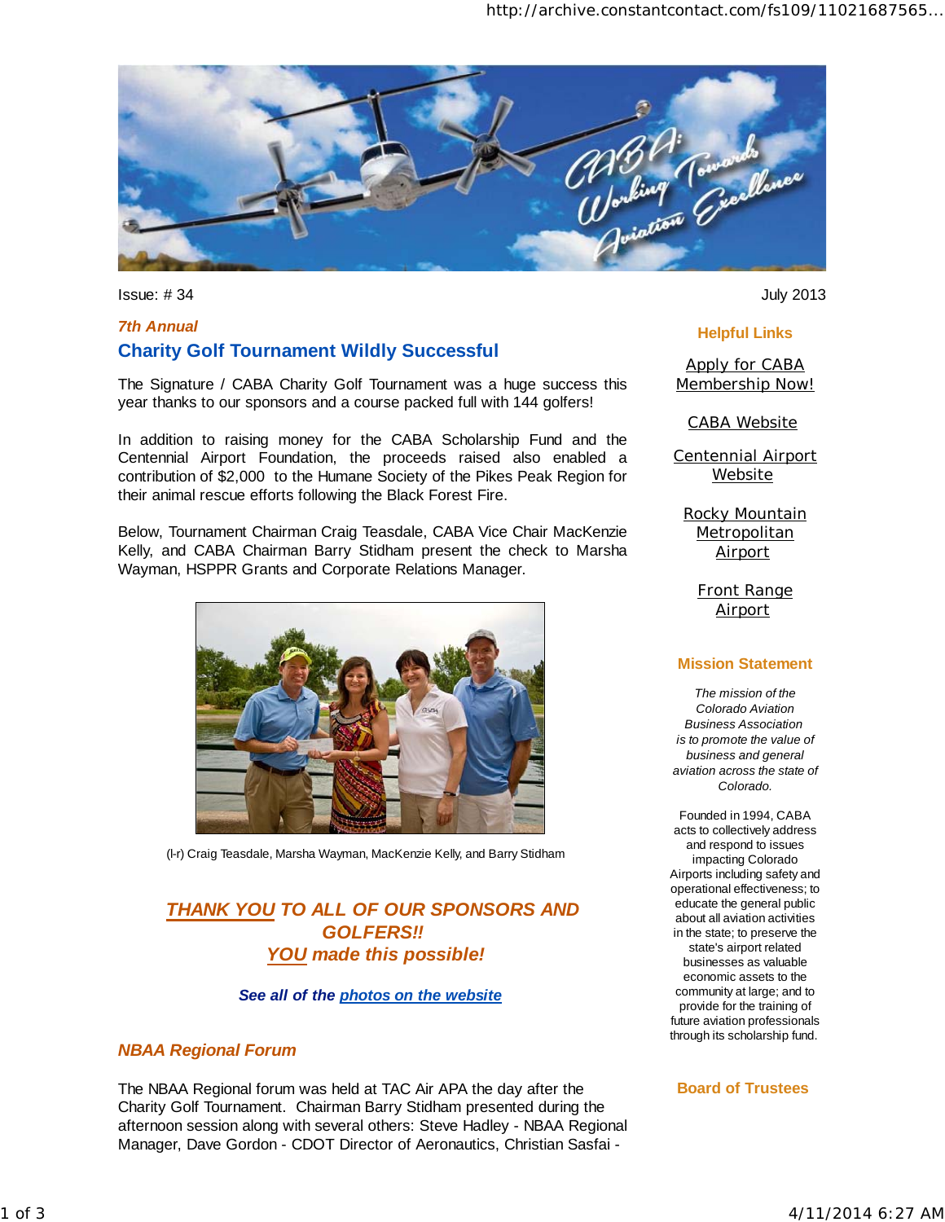Issue: # 34

July 2013

*7th Annual*

## Charity Golf Tournament Wildly Successful

The Signature / CABA Charity Golf Tournament was a huge success this year thanks to our sponsors and a course packed full with 144 golfers!

In addition to raising money for the CABA Scholarship Fund and the Centennial Airport Foundation, the proceeds raised also enabled a contribution of $2,000 to the Humane Society of the Pikes Peak Region for their animal rescue efforts following the Black Forest Fire.

Below, Tournament Chairman Craig Teasdale, CABA Vice Chair MacKenzie Kelly, and CABA Chairman Barry Stidham present the check to Marsha Wayman, HSPPR Grants and Corporate Relations Manager.

(l-r) Craig Teasdale, Marsha Wayman, MacKenzie Kelly, and Barry Stidham

***THANK YOU TO ALL OF OUR SPONSORS AND GOLFERS!!***
***YOU made this possible!***

***See all of the photos on the website***

### *NBAA Regional Forum*

The NBAA Regional forum was held at TAC Air APA the day after the Charity Golf Tournament. Chairman Barry Stidham presented during the afternoon session along with several others: Steve Hadley - NBAA Regional Manager, Dave Gordon - CDOT Director of Aeronautics, Christian Sasfai -

### Helpful Links

Apply for CABA Membership Now!

CABA Website

Centennial Airport Website

Rocky Mountain Metropolitan Airport

Front Range Airport

### Mission Statement

*The mission of the Colorado Aviation Business Association is to promote the value of business and general aviation across the state of Colorado.*

Founded in 1994, CABA acts to collectively address and respond to issues impacting Colorado Airports including safety and operational effectiveness; to educate the general public about all aviation activities in the state; to preserve the state's airport related businesses as valuable economic assets to the community at large; and to provide for the training of future aviation professionals through its scholarship fund.

### Board of Trustees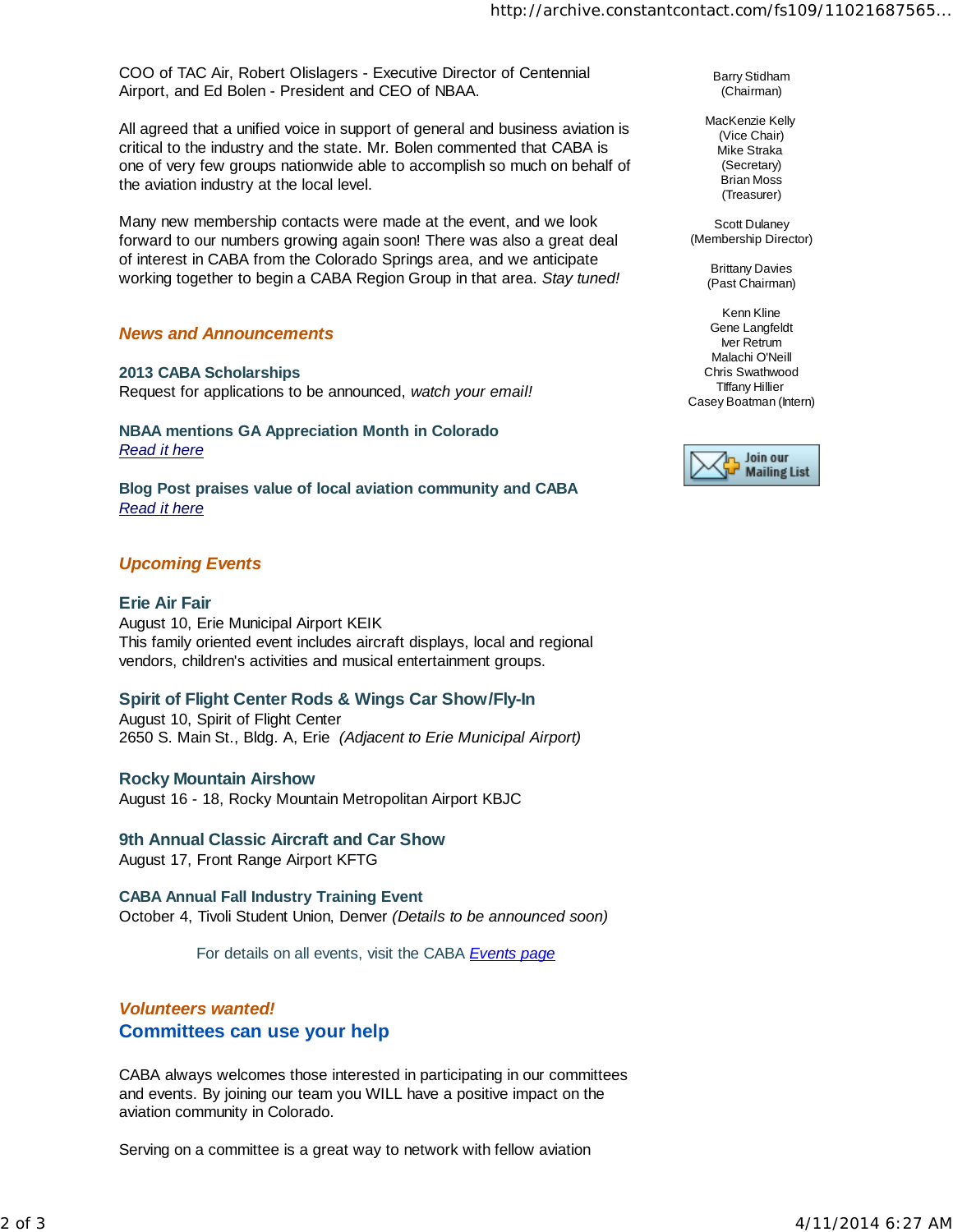COO of TAC Air, Robert Olislagers - Executive Director of Centennial Airport, and Ed Bolen - President and CEO of NBAA.

All agreed that a unified voice in support of general and business aviation is critical to the industry and the state. Mr. Bolen commented that CABA is one of very few groups nationwide able to accomplish so much on behalf of the aviation industry at the local level.

Many new membership contacts were made at the event, and we look forward to our numbers growing again soon! There was also a great deal of interest in CABA from the Colorado Springs area, and we anticipate working together to begin a CABA Region Group in that area. *Stay tuned!*

## *News and Announcements*

**2013 CABA Scholarships**
Request for applications to be announced, *watch your email!*

**NBAA mentions GA Appreciation Month in Colorado**
*Read it here*

**Blog Post praises value of local aviation community and CABA**
*Read it here*

## *Upcoming Events*

### Erie Air Fair
August 10, Erie Municipal Airport KEIK
This family oriented event includes aircraft displays, local and regional vendors, children's activities and musical entertainment groups.

### Spirit of Flight Center Rods & Wings Car Show/Fly-In
August 10, Spirit of Flight Center
2650 S. Main St., Bldg. A, Erie *(Adjacent to Erie Municipal Airport)*

### Rocky Mountain Airshow
August 16 - 18, Rocky Mountain Metropolitan Airport KBJC

### 9th Annual Classic Aircraft and Car Show
August 17, Front Range Airport KFTG

### CABA Annual Fall Industry Training Event
October 4, Tivoli Student Union, Denver *(Details to be announced soon)*

For details on all events, visit the CABA *Events page*

## *Volunteers wanted!*
## Committees can use your help

CABA always welcomes those interested in participating in our committees and events. By joining our team you WILL have a positive impact on the aviation community in Colorado.

Serving on a committee is a great way to network with fellow aviation

---

Barry Stidham
(Chairman)

MacKenzie Kelly
(Vice Chair)
Mike Straka
(Secretary)
Brian Moss
(Treasurer)

Scott Dulaney
(Membership Director)

Brittany Davies
(Past Chairman)

Kenn Kline
Gene Langfeldt
Iver Retrum
Malachi O'Neill
Chris Swathwood
Tiffany Hillier
Casey Boatman (Intern)

Join our Mailing List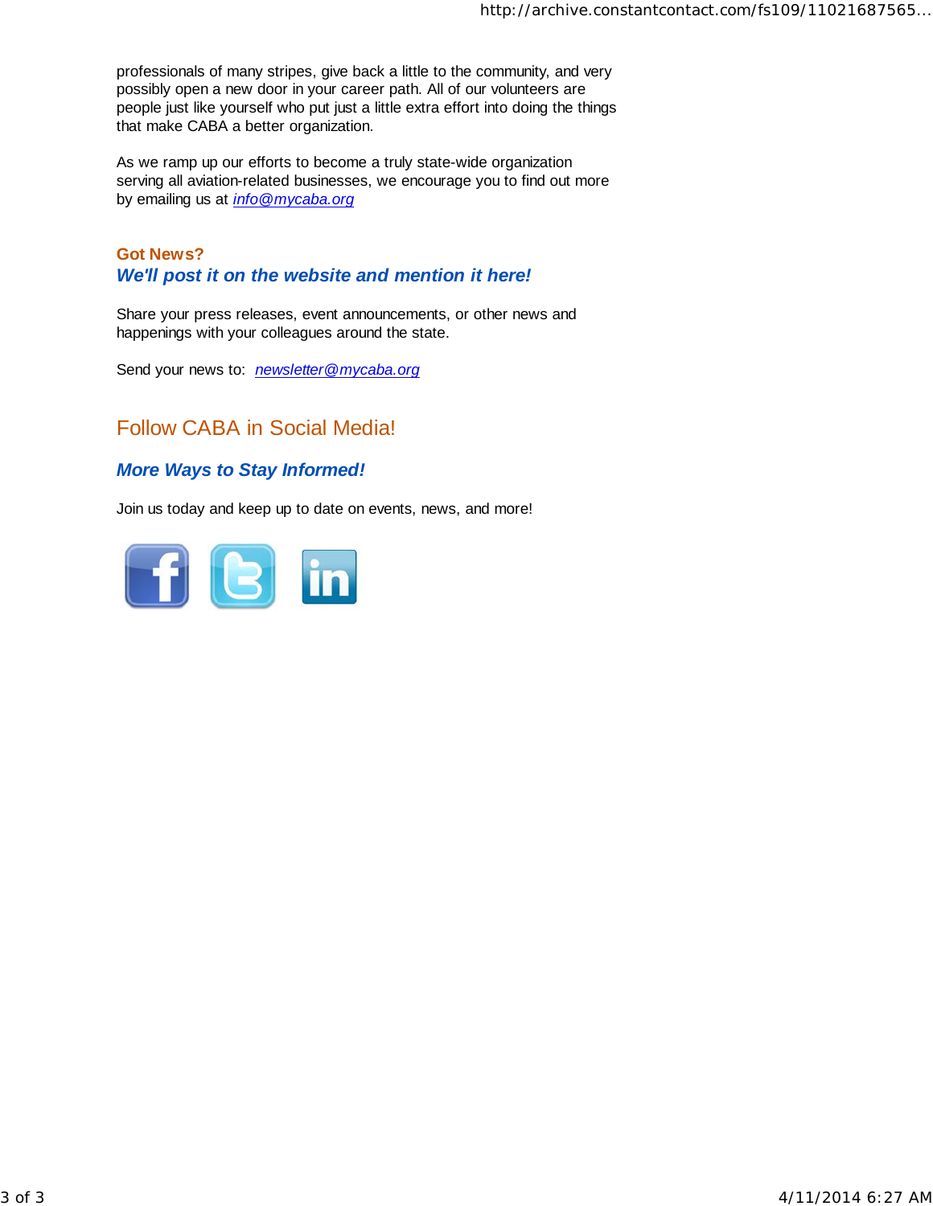professionals of many stripes, give back a little to the community, and very possibly open a new door in your career path. All of our volunteers are people just like yourself who put just a little extra effort into doing the things that make CABA a better organization.

As we ramp up our efforts to become a truly state-wide organization serving all aviation-related businesses, we encourage you to find out more by emailing us at *info@mycaba.org*

**Got News?**

***We'll post it on the website and mention it here!***

Share your press releases, event announcements, or other news and happenings with your colleagues around the state.

Send your news to: *newsletter@mycaba.org*

## Follow CABA in Social Media!

***More Ways to Stay Informed!***

Join us today and keep up to date on events, news, and more!